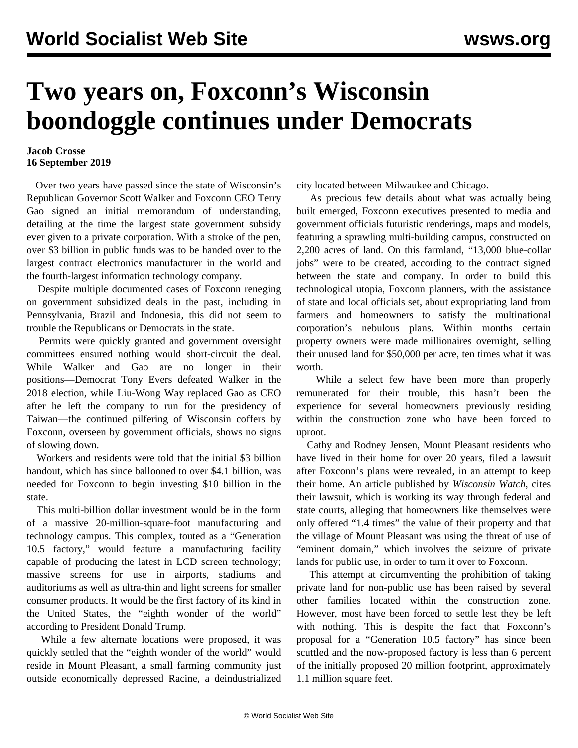# Two years on, Foxconn's Wisconsin boondoggle continues under Democrats

**Jacob Crosse**
**16 September 2019**

Over two years have passed since the state of Wisconsin's Republican Governor Scott Walker and Foxconn CEO Terry Gao signed an initial memorandum of understanding, detailing at the time the largest state government subsidy ever given to a private corporation. With a stroke of the pen, over $3 billion in public funds was to be handed over to the largest contract electronics manufacturer in the world and the fourth-largest information technology company.

Despite multiple documented cases of Foxconn reneging on government subsidized deals in the past, including in Pennsylvania, Brazil and Indonesia, this did not seem to trouble the Republicans or Democrats in the state.

Permits were quickly granted and government oversight committees ensured nothing would short-circuit the deal. While Walker and Gao are no longer in their positions—Democrat Tony Evers defeated Walker in the 2018 election, while Liu-Wong Way replaced Gao as CEO after he left the company to run for the presidency of Taiwan—the continued pilfering of Wisconsin coffers by Foxconn, overseen by government officials, shows no signs of slowing down.

Workers and residents were told that the initial $3 billion handout, which has since ballooned to over $4.1 billion, was needed for Foxconn to begin investing $10 billion in the state.

This multi-billion dollar investment would be in the form of a massive 20-million-square-foot manufacturing and technology campus. This complex, touted as a "Generation 10.5 factory," would feature a manufacturing facility capable of producing the latest in LCD screen technology; massive screens for use in airports, stadiums and auditoriums as well as ultra-thin and light screens for smaller consumer products. It would be the first factory of its kind in the United States, the "eighth wonder of the world" according to President Donald Trump.

While a few alternate locations were proposed, it was quickly settled that the "eighth wonder of the world" would reside in Mount Pleasant, a small farming community just outside economically depressed Racine, a deindustrialized city located between Milwaukee and Chicago.

As precious few details about what was actually being built emerged, Foxconn executives presented to media and government officials futuristic renderings, maps and models, featuring a sprawling multi-building campus, constructed on 2,200 acres of land. On this farmland, "13,000 blue-collar jobs" were to be created, according to the contract signed between the state and company. In order to build this technological utopia, Foxconn planners, with the assistance of state and local officials set, about expropriating land from farmers and homeowners to satisfy the multinational corporation's nebulous plans. Within months certain property owners were made millionaires overnight, selling their unused land for $50,000 per acre, ten times what it was worth.

While a select few have been more than properly remunerated for their trouble, this hasn't been the experience for several homeowners previously residing within the construction zone who have been forced to uproot.

Cathy and Rodney Jensen, Mount Pleasant residents who have lived in their home for over 20 years, filed a lawsuit after Foxconn's plans were revealed, in an attempt to keep their home. An article published by *Wisconsin Watch*, cites their lawsuit, which is working its way through federal and state courts, alleging that homeowners like themselves were only offered "1.4 times" the value of their property and that the village of Mount Pleasant was using the threat of use of "eminent domain," which involves the seizure of private lands for public use, in order to turn it over to Foxconn.

This attempt at circumventing the prohibition of taking private land for non-public use has been raised by several other families located within the construction zone. However, most have been forced to settle lest they be left with nothing. This is despite the fact that Foxconn's proposal for a "Generation 10.5 factory" has since been scuttled and the now-proposed factory is less than 6 percent of the initially proposed 20 million footprint, approximately 1.1 million square feet.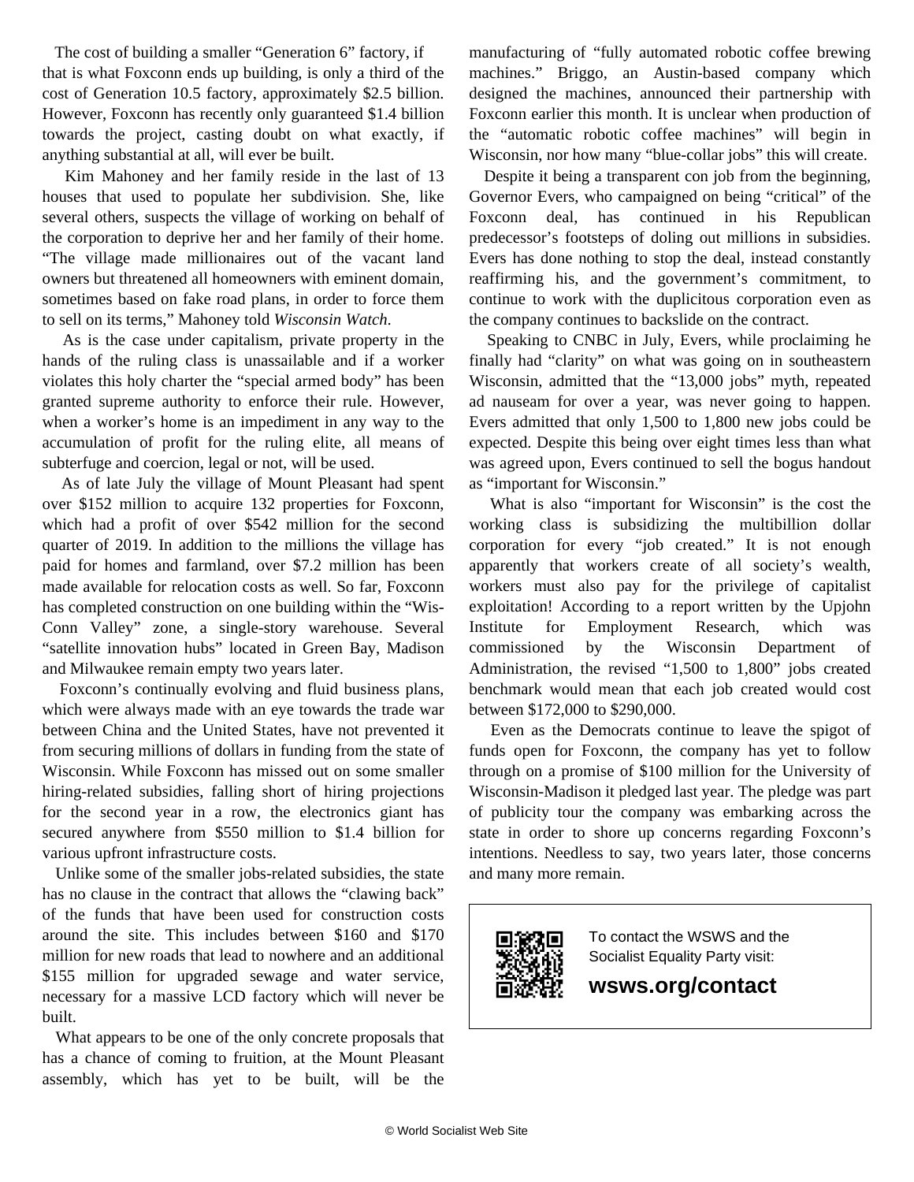The cost of building a smaller "Generation 6" factory, if that is what Foxconn ends up building, is only a third of the cost of Generation 10.5 factory, approximately $2.5 billion. However, Foxconn has recently only guaranteed $1.4 billion towards the project, casting doubt on what exactly, if anything substantial at all, will ever be built.

Kim Mahoney and her family reside in the last of 13 houses that used to populate her subdivision. She, like several others, suspects the village of working on behalf of the corporation to deprive her and her family of their home. "The village made millionaires out of the vacant land owners but threatened all homeowners with eminent domain, sometimes based on fake road plans, in order to force them to sell on its terms," Mahoney told *Wisconsin Watch*.

As is the case under capitalism, private property in the hands of the ruling class is unassailable and if a worker violates this holy charter the "special armed body" has been granted supreme authority to enforce their rule. However, when a worker's home is an impediment in any way to the accumulation of profit for the ruling elite, all means of subterfuge and coercion, legal or not, will be used.

As of late July the village of Mount Pleasant had spent over $152 million to acquire 132 properties for Foxconn, which had a profit of over $542 million for the second quarter of 2019. In addition to the millions the village has paid for homes and farmland, over $7.2 million has been made available for relocation costs as well. So far, Foxconn has completed construction on one building within the "Wis-Conn Valley" zone, a single-story warehouse. Several "satellite innovation hubs" located in Green Bay, Madison and Milwaukee remain empty two years later.

Foxconn's continually evolving and fluid business plans, which were always made with an eye towards the trade war between China and the United States, have not prevented it from securing millions of dollars in funding from the state of Wisconsin. While Foxconn has missed out on some smaller hiring-related subsidies, falling short of hiring projections for the second year in a row, the electronics giant has secured anywhere from $550 million to $1.4 billion for various upfront infrastructure costs.

Unlike some of the smaller jobs-related subsidies, the state has no clause in the contract that allows the "clawing back" of the funds that have been used for construction costs around the site. This includes between $160 and $170 million for new roads that lead to nowhere and an additional $155 million for upgraded sewage and water service, necessary for a massive LCD factory which will never be built.

What appears to be one of the only concrete proposals that has a chance of coming to fruition, at the Mount Pleasant assembly, which has yet to be built, will be the manufacturing of "fully automated robotic coffee brewing machines." Briggo, an Austin-based company which designed the machines, announced their partnership with Foxconn earlier this month. It is unclear when production of the "automatic robotic coffee machines" will begin in Wisconsin, nor how many "blue-collar jobs" this will create.

Despite it being a transparent con job from the beginning, Governor Evers, who campaigned on being "critical" of the Foxconn deal, has continued in his Republican predecessor's footsteps of doling out millions in subsidies. Evers has done nothing to stop the deal, instead constantly reaffirming his, and the government's commitment, to continue to work with the duplicitous corporation even as the company continues to backslide on the contract.

Speaking to CNBC in July, Evers, while proclaiming he finally had "clarity" on what was going on in southeastern Wisconsin, admitted that the "13,000 jobs" myth, repeated ad nauseam for over a year, was never going to happen. Evers admitted that only 1,500 to 1,800 new jobs could be expected. Despite this being over eight times less than what was agreed upon, Evers continued to sell the bogus handout as "important for Wisconsin."

What is also "important for Wisconsin" is the cost the working class is subsidizing the multibillion dollar corporation for every "job created." It is not enough apparently that workers create of all society's wealth, workers must also pay for the privilege of capitalist exploitation! According to a report written by the Upjohn Institute for Employment Research, which was commissioned by the Wisconsin Department of Administration, the revised "1,500 to 1,800" jobs created benchmark would mean that each job created would cost between $172,000 to $290,000.

Even as the Democrats continue to leave the spigot of funds open for Foxconn, the company has yet to follow through on a promise of $100 million for the University of Wisconsin-Madison it pledged last year. The pledge was part of publicity tour the company was embarking across the state in order to shore up concerns regarding Foxconn's intentions. Needless to say, two years later, those concerns and many more remain.

To contact the WSWS and the Socialist Equality Party visit:

**wsws.org/contact**